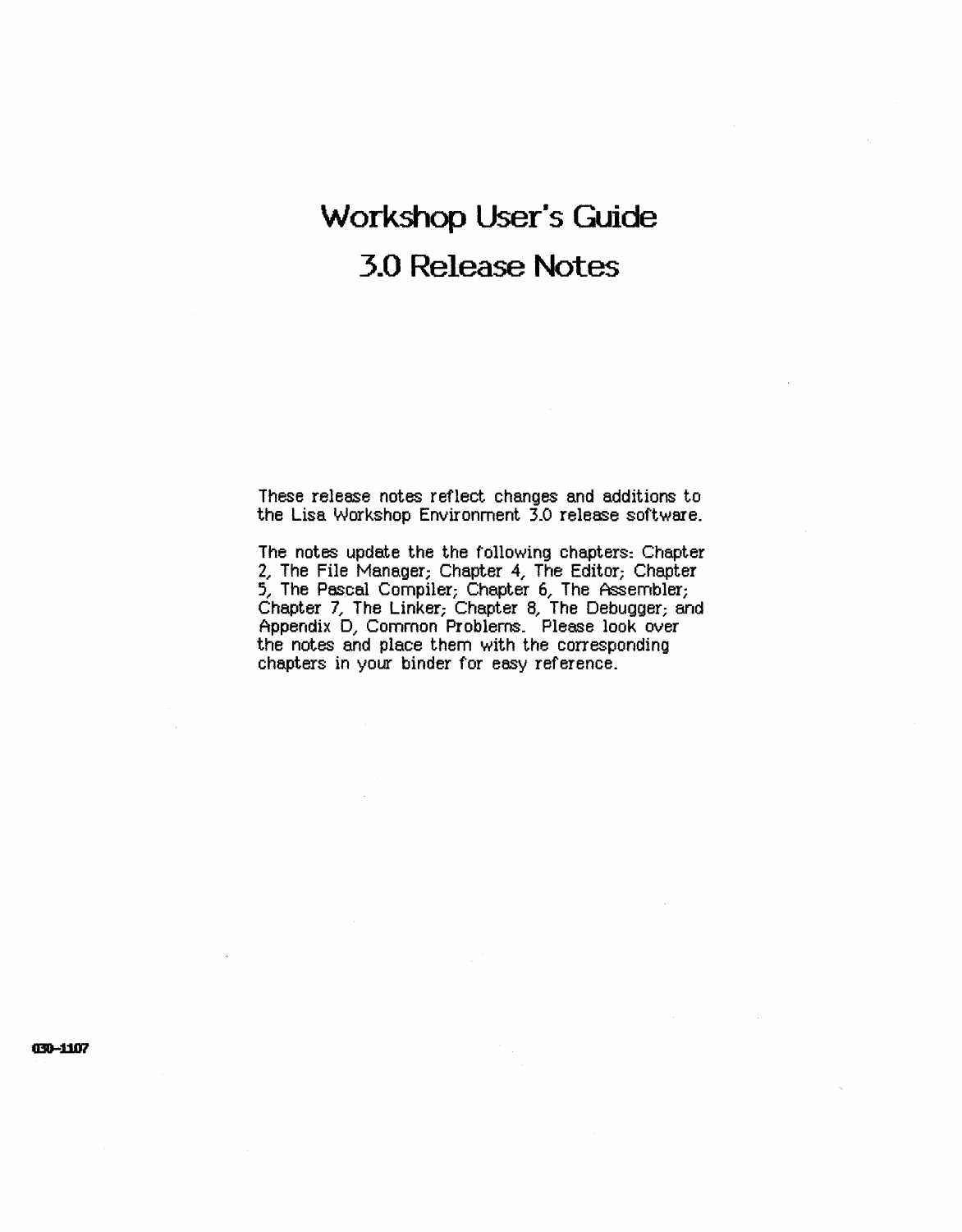# Workshop User's Guide

# 3.0 Release Notes

These release notes reflect changes and additions to the Lisa Workshop Environment 3.0 release software.

The notes update the the following chapters: Chapter 2, The File Manager; Chapter 4, The Editor; Chapter 5, The Pascal Compiler; Chapter 6, The Assembler; Chapter 7, The Linker; Chapter 8, The Debugger; and Appendix D, Common Problems. Please look over the notes and place them with the corresponding chapters in your binder for easy reference.

030-1107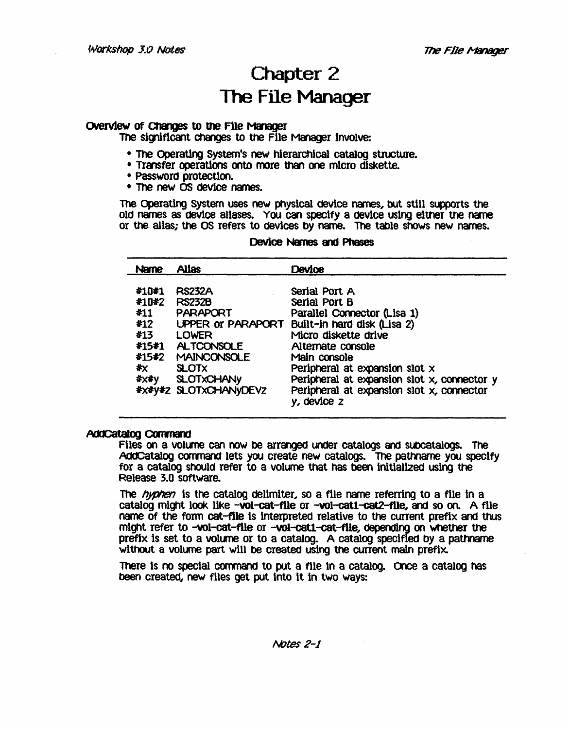# Chapter 2
# The File Manager

### Overview of Changes to the File Manager

The significant changes to the File Manager involve:

- The Operating System's new hierarchical catalog structure.
- Transfer operations onto more than one micro diskette.
- Password protection.
- The new OS device names.

The Operating System uses new physical device names, but still supports the old names as device aliases. You can specify a device using either the name or the alias; the OS refers to devices by name. The table shows new names.

**Device Names and Phases**

| Name | Alias | Device |
|---|---|---|
| #10#1 | RS232A | Serial Port A |
| #10#2 | RS232B | Serial Port B |
| #11 | PARAPORT | Parallel Connector (Lisa 1) |
| #12 | UPPER or PARAPORT | Built-in hard disk (Lisa 2) |
| #13 | LOWER | Micro diskette drive |
| #15#1 | ALTCONSOLE | Alternate console |
| #15#2 | MAINCONSOLE | Main console |
| #x | SLOTx | Peripheral at expansion slot x |
| #x#y | SLOTxCHANy | Peripheral at expansion slot x, connector y |
| #x#y#z | SLOTxCHANyDEVz | Peripheral at expansion slot x, connector y, device z |

### AddCatalog Command

Files on a volume can now be arranged under catalogs and subcatalogs. The AddCatalog command lets you create new catalogs. The pathname you specify for a catalog should refer to a volume that has been initialized using the Release 3.0 software.

The *hyphen* is the catalog delimiter, so a file name referring to a file in a catalog might look like **-vol-cat-file** or **-vol-cat1-cat2-file**, and so on. A file name of the form **cat-file** is interpreted relative to the current prefix and thus might refer to **-vol-cat-file** or **-vol-cat1-cat-file**, depending on whether the prefix is set to a volume or to a catalog. A catalog specified by a pathname without a volume part will be created using the current main prefix.

There is no special command to put a file in a catalog. Once a catalog has been created, new files get put into it in two ways: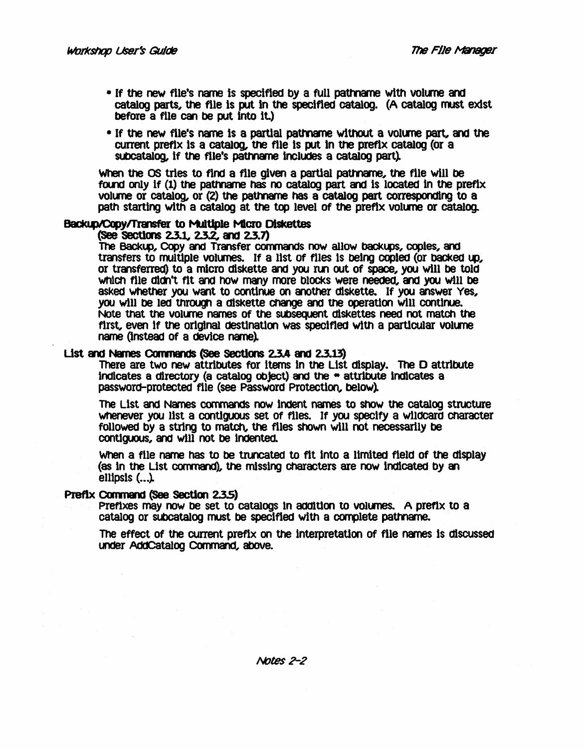- If the new file's name is specified by a full pathname with volume and catalog parts, the file is put in the specified catalog. (A catalog must exist before a file can be put into it.)
- If the new file's name is a partial pathname without a volume part, and the current prefix is a catalog, the file is put in the prefix catalog (or a subcatalog, if the file's pathname includes a catalog part).

When the OS tries to find a file given a partial pathname, the file will be found only if (1) the pathname has no catalog part and is located in the prefix volume or catalog, or (2) the pathname has a catalog part corresponding to a path starting with a catalog at the top level of the prefix volume or catalog.

**Backup/Copy/Transfer to Multiple Micro Diskettes (See Sections 2.3.1, 2.3.2, and 2.3.7)**

The Backup, Copy and Transfer commands now allow backups, copies, and transfers to multiple volumes. If a list of files is being copied (or backed up, or transferred) to a micro diskette and you run out of space, you will be told which file didn't fit and how many more blocks were needed, and you will be asked whether you want to continue on another diskette. If you answer Yes, you will be led through a diskette change and the operation will continue. Note that the volume names of the subsequent diskettes need not match the first, even if the original destination was specified with a particular volume name (instead of a device name).

**List and Names Commands (See Sections 2.3.4 and 2.3.13)**

There are two new attributes for items in the List display. The D attribute indicates a directory (a catalog object) and the * attribute indicates a password-protected file (see Password Protection, below).

The List and Names commands now indent names to show the catalog structure whenever you list a contiguous set of files. If you specify a wildcard character followed by a string to match, the files shown will not necessarily be contiguous, and will not be indented.

When a file name has to be truncated to fit into a limited field of the display (as in the List command), the missing characters are now indicated by an ellipsis (...).

**Prefix Command (See Section 2.3.5)**

Prefixes may now be set to catalogs in addition to volumes. A prefix to a catalog or subcatalog must be specified with a complete pathname.

The effect of the current prefix on the interpretation of file names is discussed under AddCatalog Command, above.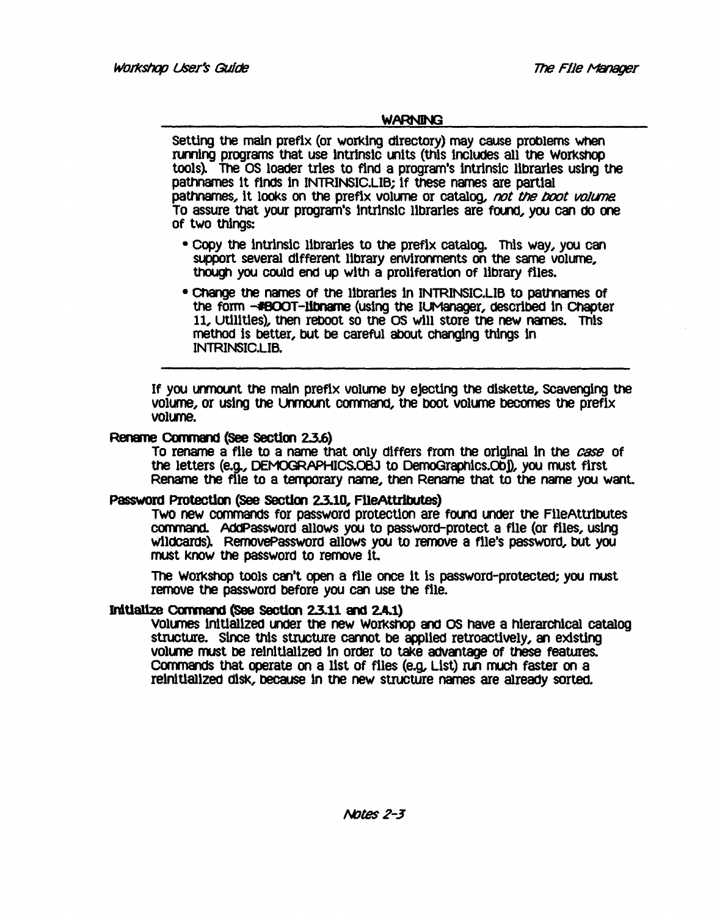**WARNING**

Setting the main prefix (or working directory) may cause problems when running programs that use intrinsic units (this includes all the Workshop tools). The OS loader tries to find a program's intrinsic libraries using the pathnames it finds in INTRINSIC.LIB; if these names are partial pathnames, it looks on the prefix volume or catalog, *not the boot volume*. To assure that your program's intrinsic libraries are found, you can do one of two things:

- Copy the intrinsic libraries to the prefix catalog. This way, you can support several different library environments on the same volume, though you could end up with a proliferation of library files.
- Change the names of the libraries in INTRINSIC.LIB to pathnames of the form **-#BOOT-libname** (using the IUManager, described in Chapter 11, Utilities), then reboot so the OS will store the new names. This method is better, but be careful about changing things in INTRINSIC.LIB.

---

If you unmount the main prefix volume by ejecting the diskette, Scavenging the volume, or using the Unmount command, the boot volume becomes the prefix volume.

**Rename Command (See Section 2.3.6)**

To rename a file to a name that only differs from the original in the *case* of the letters (e.g., DEMOGRAPHICS.OBJ to DemoGraphics.Obj), you must first Rename the file to a temporary name, then Rename that to the name you want.

**Password Protection (See Section 2.3.10, FileAttributes)**

Two new commands for password protection are found under the FileAttributes command. AddPassword allows you to password-protect a file (or files, using wildcards). RemovePassword allows you to remove a file's password, but you must know the password to remove it.

The Workshop tools can't open a file once it is password-protected; you must remove the password before you can use the file.

**Initialize Command (See Section 2.3.11 and 2.4.1)**

Volumes initialized under the new Workshop and OS have a hierarchical catalog structure. Since this structure cannot be applied retroactively, an existing volume must be reinitialized in order to take advantage of these features. Commands that operate on a list of files (e.g. List) run much faster on a reinitialized disk, because in the new structure names are already sorted.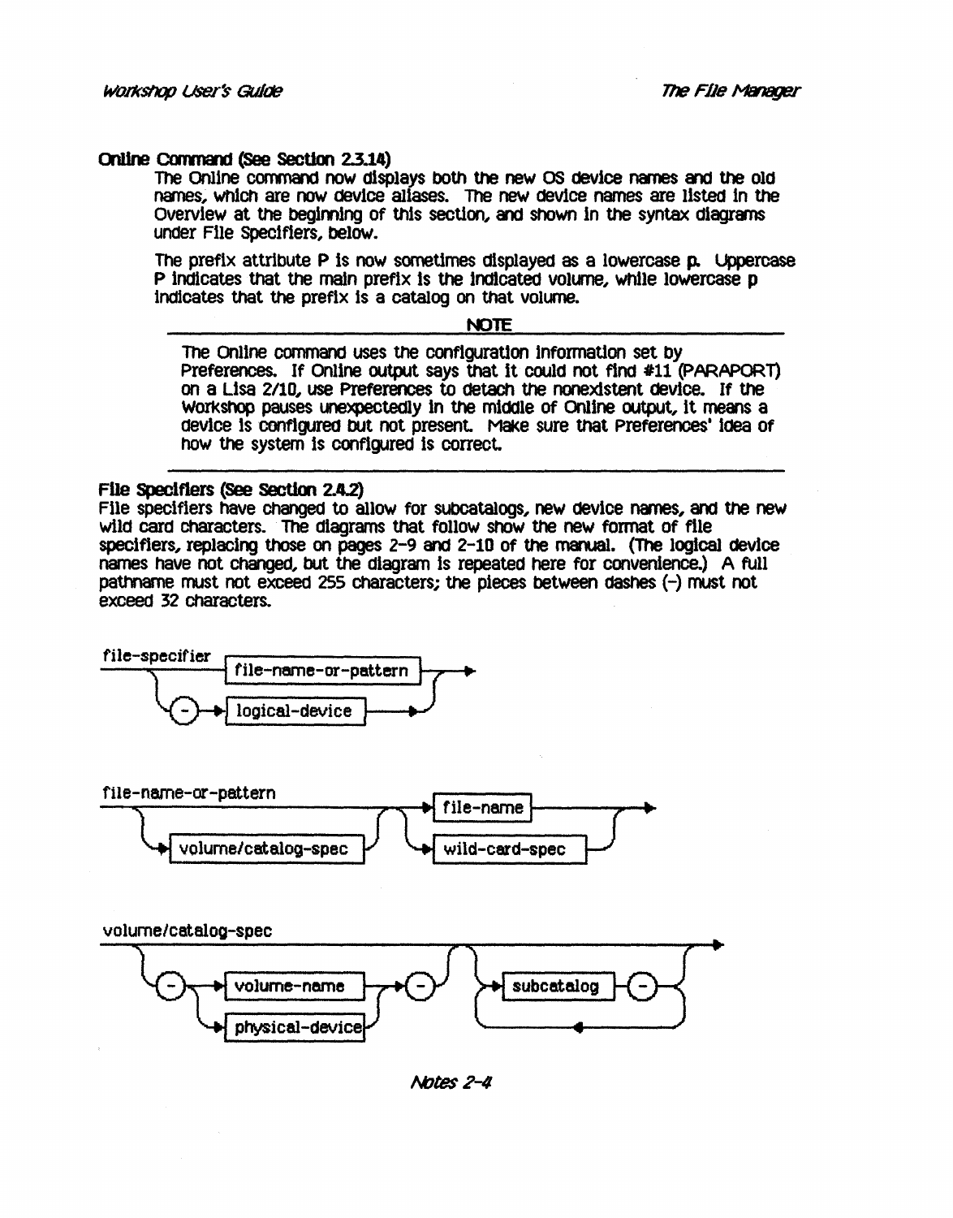**Online Command (See Section 2.3.14)**

The Online command now displays both the new OS device names and the old names, which are now device aliases. The new device names are listed in the Overview at the beginning of this section, and shown in the syntax diagrams under File Specifiers, below.

The prefix attribute P is now sometimes displayed as a lowercase p. Uppercase P indicates that the main prefix is the indicated volume, while lowercase p indicates that the prefix is a catalog on that volume.

---

NOTE

The Online command uses the configuration information set by Preferences. If Online output says that it could not find #11 (PARAPORT) on a Lisa 2/10, use Preferences to detach the nonexistent device. If the Workshop pauses unexpectedly in the middle of Online output, it means a device is configured but not present. Make sure that Preferences' idea of how the system is configured is correct.

---

**File Specifiers (See Section 2.4.2)**

File specifiers have changed to allow for subcatalogs, new device names, and the new wild card characters. The diagrams that follow show the new format of file specifiers, replacing those on pages 2-9 and 2-10 of the manual. (The logical device names have not changed, but the diagram is repeated here for convenience.) A full pathname must not exceed 255 characters; the pieces between dashes (-) must not exceed 32 characters.

file-specifier

```
file-specifier
──┬──────────[ file-name-or-pattern ]──────┬──►
  └──(-)──►[ logical-device ]──────────────┘
```

file-name-or-pattern

```
file-name-or-pattern
──┬───────────────────────────┬──┬──►[ file-name ]────────┬──►
  └──►[ volume/catalog-spec ]─┘  └──►[ wild-card-spec ]───┘
```

volume/catalog-spec

```
volume/catalog-spec
──(-)──┬──►[ volume-name ]─────┬──►(-)──┬──►[ subcatalog ]──(-)──┬──►
       └──►[ physical-device ]─┘        └──────────◄─────────────┘
```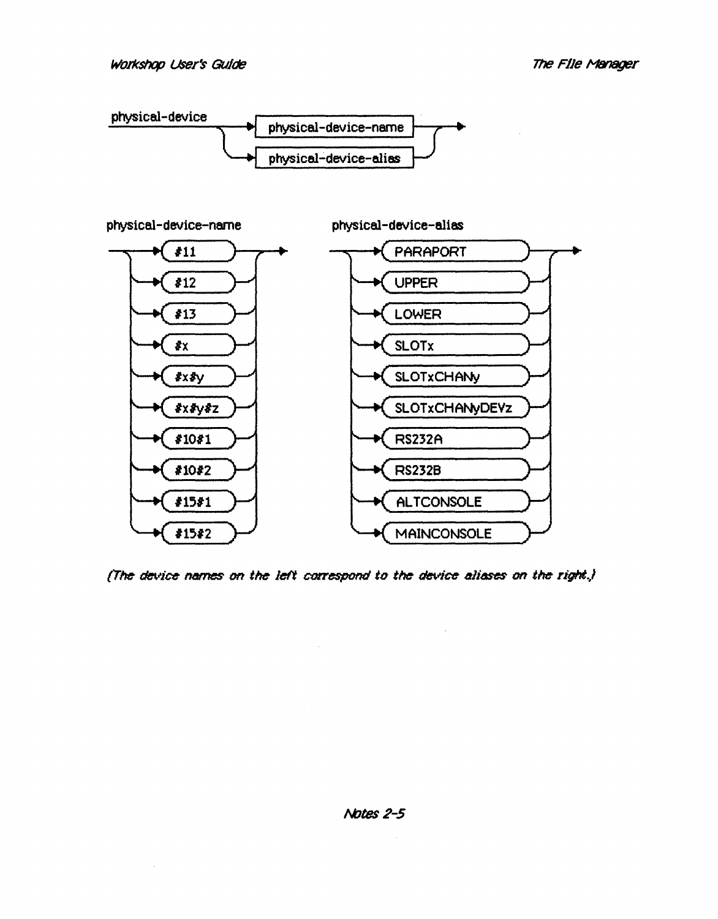physical-device

- physical-device-name
- physical-device-alias

physical-device-name

- #11
- #12
- #13
- #x
- #x#y
- #x#y#z
- #10#1
- #10#2
- #15#1
- #15#2

physical-device-alias

- PARAPORT
- UPPER
- LOWER
- SLOTx
- SLOTxCHANy
- SLOTxCHANyDEVz
- RS232A
- RS232B
- ALTCONSOLE
- MAINCONSOLE

*(The device names on the left correspond to the device aliases on the right.)*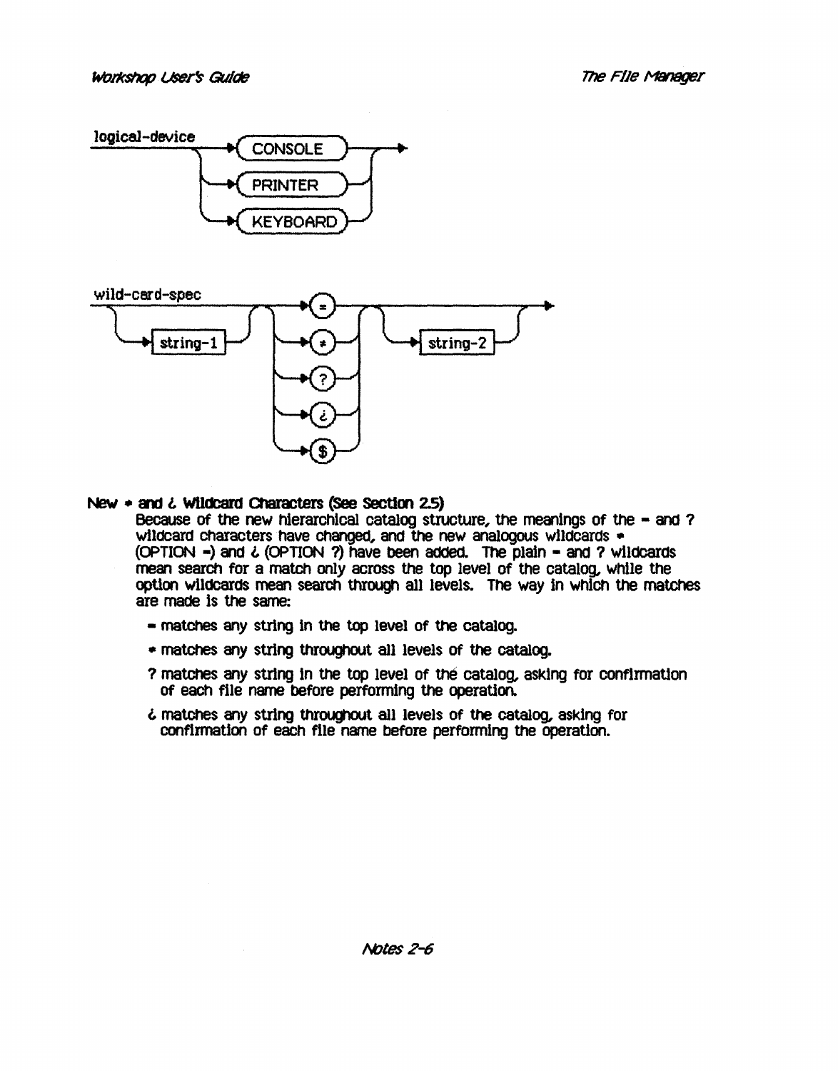logical-device

```
logical-device ──┬──▶( CONSOLE  )──┬──▶
                 ├──▶( PRINTER  )──┤
                 └──▶( KEYBOARD )──┘
```

wild-card-spec

```
wild-card-spec ──┬────────────────────┬──┬──▶( = )──┬──┬────────────────────┬──▶
                 └──▶[ string-1 ]─────┘  ├──▶( * )──┤  └──▶[ string-2 ]─────┘
                                         ├──▶( ? )──┤
                                         ├──▶( ¿ )──┤
                                         └──▶( $ )──┘
```

**New * and ¿ Wildcard Characters (See Section 2.5)**

Because of the new hierarchical catalog structure, the meanings of the = and ? wildcard characters have changed, and the new analogous wildcards * (OPTION =) and ¿ (OPTION ?) have been added. The plain = and ? wildcards mean search for a match only across the top level of the catalog, while the option wildcards mean search through all levels. The way in which the matches are made is the same:

- = matches any string in the top level of the catalog.
- * matches any string throughout all levels of the catalog.
- ? matches any string in the top level of the catalog, asking for confirmation of each file name before performing the operation.
- ¿ matches any string throughout all levels of the catalog, asking for confirmation of each file name before performing the operation.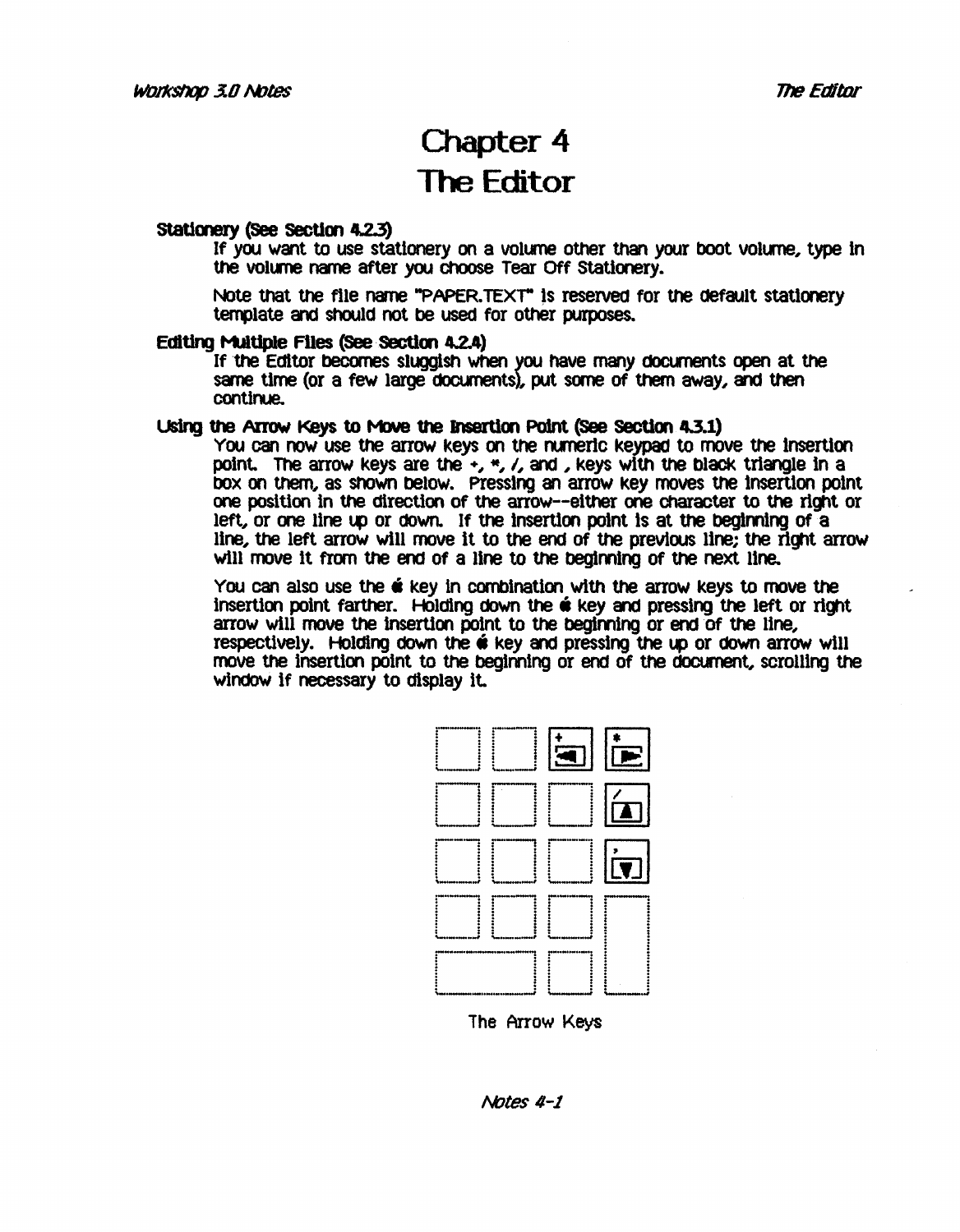# Chapter 4
# The Editor

**Stationery (See Section 4.2.3)**

If you want to use stationery on a volume other than your boot volume, type in the volume name after you choose Tear Off Stationery.

Note that the file name "PAPER.TEXT" is reserved for the default stationery template and should not be used for other purposes.

**Editing Multiple Files (See Section 4.2.4)**

If the Editor becomes sluggish when you have many documents open at the same time (or a few large documents), put some of them away, and then continue.

**Using the Arrow Keys to Move the Insertion Point (See Section 4.3.1)**

You can now use the arrow keys on the numeric keypad to move the insertion point. The arrow keys are the +, *, /, and , keys with the black triangle in a box on them, as shown below. Pressing an arrow key moves the insertion point one position in the direction of the arrow--either one character to the right or left, or one line up or down. If the insertion point is at the beginning of a line, the left arrow will move it to the end of the previous line; the right arrow will move it from the end of a line to the beginning of the next line.

You can also use the  key in combination with the arrow keys to move the insertion point farther. Holding down the  key and pressing the left or right arrow will move the insertion point to the beginning or end of the line, respectively. Holding down the  key and pressing the up or down arrow will move the insertion point to the beginning or end of the document, scrolling the window if necessary to display it.

The Arrow Keys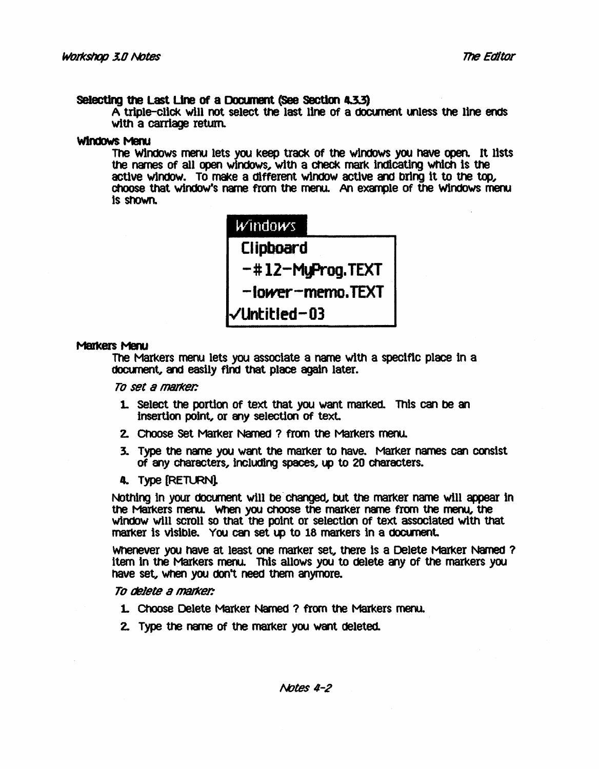### Selecting the Last Line of a Document (See Section 4.3.3)

A triple-click will not select the last line of a document unless the line ends with a carriage return.

### Windows Menu

The Windows menu lets you keep track of the windows you have open. It lists the names of all open windows, with a check mark indicating which is the active window. To make a different window active and bring it to the top, choose that window's name from the menu. An example of the Windows menu is shown.

```
Windows
 Clipboard
  -#12-MyProg.TEXT
  -lower-memo.TEXT
✓Untitled-03
```

### Markers Menu

The Markers menu lets you associate a name with a specific place in a document, and easily find that place again later.

*To set a marker:*

1. Select the portion of text that you want marked. This can be an insertion point, or any selection of text.
2. Choose Set Marker Named ? from the Markers menu.
3. Type the name you want the marker to have. Marker names can consist of any characters, including spaces, up to 20 characters.
4. Type [RETURN].

Nothing in your document will be changed, but the marker name will appear in the Markers menu. When you choose the marker name from the menu, the window will scroll so that the point or selection of text associated with that marker is visible. You can set up to 18 markers in a document.

Whenever you have at least one marker set, there is a Delete Marker Named ? item in the Markers menu. This allows you to delete any of the markers you have set, when you don't need them anymore.

*To delete a marker:*

1. Choose Delete Marker Named ? from the Markers menu.
2. Type the name of the marker you want deleted.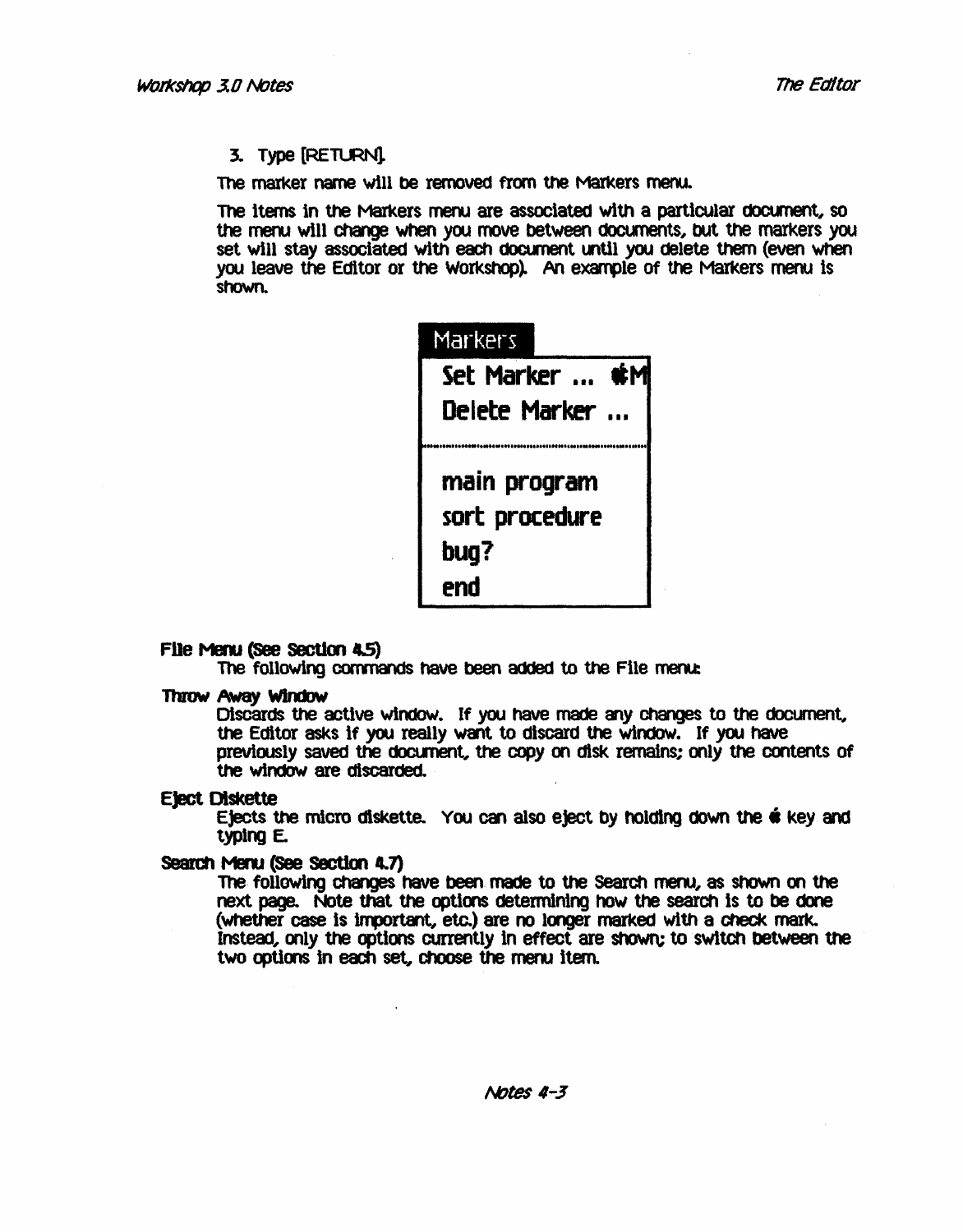3. Type [RETURN].

The marker name will be removed from the Markers menu.

The items in the Markers menu are associated with a particular document, so the menu will change when you move between documents, but the markers you set will stay associated with each document until you delete them (even when you leave the Editor or the Workshop). An example of the Markers menu is shown.

```
Markers
-------------------
Set Marker ...    ⌘M
Delete Marker ...
-------------------
main program
sort procedure
bug?
end
```

**File Menu (See Section 4.5)**

The following commands have been added to the File menu:

**Throw Away Window**

Discards the active window. If you have made any changes to the document, the Editor asks if you really want to discard the window. If you have previously saved the document, the copy on disk remains; only the contents of the window are discarded.

**Eject Diskette**

Ejects the micro diskette. You can also eject by holding down the ⌘ key and typing E.

**Search Menu (See Section 4.7)**

The following changes have been made to the Search menu, as shown on the next page. Note that the options determining how the search is to be done (whether case is important, etc.) are no longer marked with a check mark. Instead, only the options currently in effect are shown; to switch between the two options in each set, choose the menu item.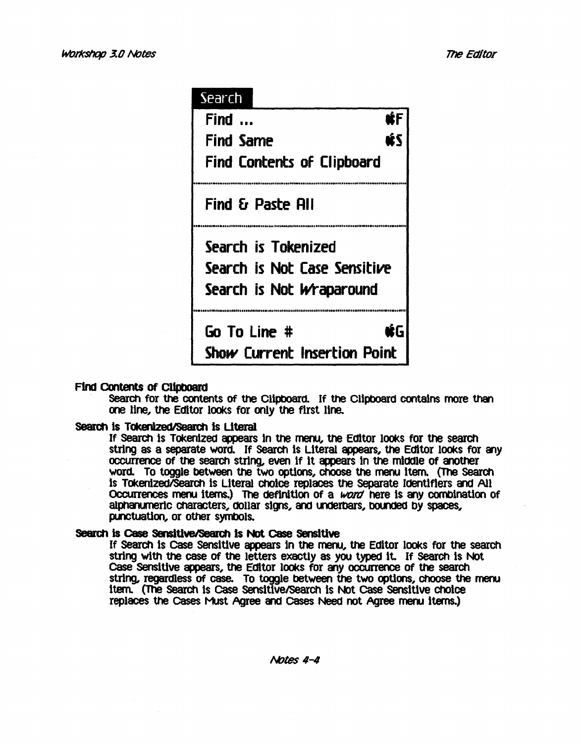**Search**

| | |
|---|---|
| Find ... | ⌘F |
| Find Same | ⌘S |
| Find Contents of Clipboard | |
| Find & Paste All | |
| Search is Tokenized | |
| Search is Not Case Sensitive | |
| Search is Not Wraparound | |
| Go To Line # | ⌘G |
| Show Current Insertion Point | |

**Find Contents of Clipboard**

Search for the contents of the Clipboard. If the Clipboard contains more than one line, the Editor looks for only the first line.

**Search is Tokenized/Search is Literal**

If Search is Tokenized appears in the menu, the Editor looks for the search string as a separate word. If Search is Literal appears, the Editor looks for any occurrence of the search string, even if it appears in the middle of another word. To toggle between the two options, choose the menu item. (The Search is Tokenized/Search is Literal choice replaces the Separate Identifiers and All Occurrences menu items.) The definition of a *word* here is any combination of alphanumeric characters, dollar signs, and underbars, bounded by spaces, punctuation, or other symbols.

**Search is Case Sensitive/Search is Not Case Sensitive**

If Search is Case Sensitive appears in the menu, the Editor looks for the search string with the case of the letters exactly as you typed it. If Search is Not Case Sensitive appears, the Editor looks for any occurrence of the search string, regardless of case. To toggle between the two options, choose the menu item. (The Search is Case Sensitive/Search is Not Case Sensitive choice replaces the Cases Must Agree and Cases Need not Agree menu items.)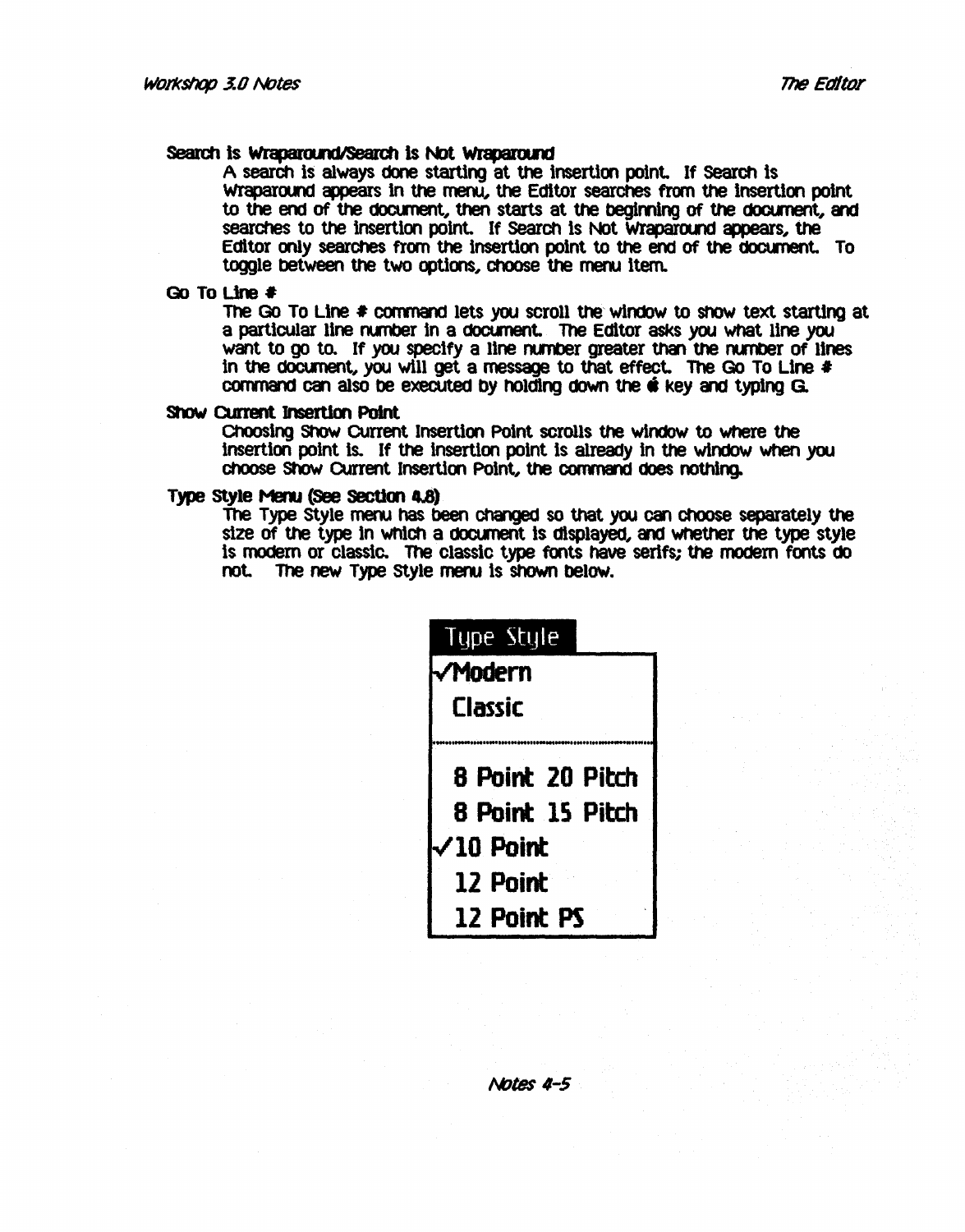**Search Is Wraparound/Search Is Not Wraparound**

A search is always done starting at the insertion point. If Search Is Wraparound appears in the menu, the Editor searches from the insertion point to the end of the document, then starts at the beginning of the document, and searches to the insertion point. If Search Is Not Wraparound appears, the Editor only searches from the insertion point to the end of the document. To toggle between the two options, choose the menu item.

**Go To Line #**

The Go To Line # command lets you scroll the window to show text starting at a particular line number in a document. The Editor asks you what line you want to go to. If you specify a line number greater than the number of lines in the document, you will get a message to that effect. The Go To Line # command can also be executed by holding down the  key and typing G.

**Show Current Insertion Point**

Choosing Show Current Insertion Point scrolls the window to where the insertion point is. If the insertion point is already in the window when you choose Show Current Insertion Point, the command does nothing.

**Type Style Menu (See Section 4.8)**

The Type Style menu has been changed so that you can choose separately the size of the type in which a document is displayed, and whether the type style is modern or classic. The classic type fonts have serifs; the modern fonts do not. The new Type Style menu is shown below.

```
Type Style
✓Modern
 Classic
-----------------
 8 Point 20 Pitch
 8 Point 15 Pitch
✓10 Point
 12 Point
 12 Point PS
```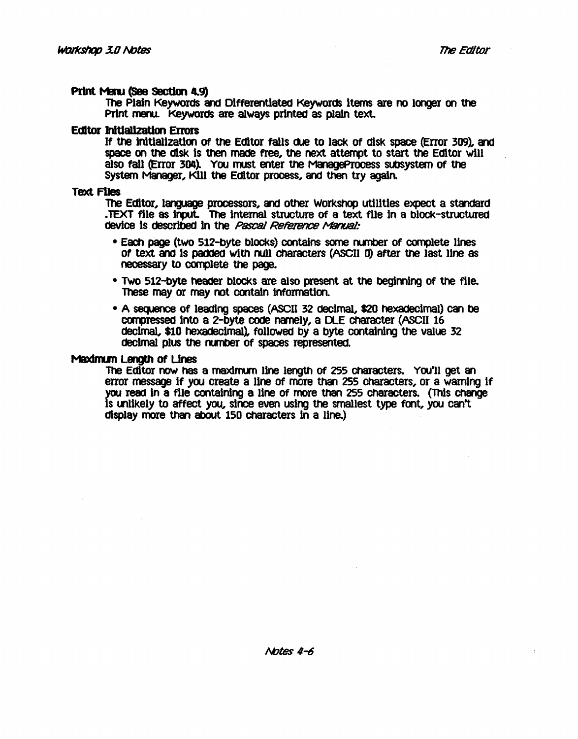### Print Menu (See Section 4.9)

The Plain Keywords and Differentiated Keywords items are no longer on the Print menu. Keywords are always printed as plain text.

### Editor Initialization Errors

If the initialization of the Editor fails due to lack of disk space (Error 309), and space on the disk is then made free, the next attempt to start the Editor will also fail (Error 304). You must enter the ManageProcess subsystem of the System Manager, Kill the Editor process, and then try again.

### Text Files

The Editor, language processors, and other Workshop utilities expect a standard .TEXT file as input. The internal structure of a text file in a block-structured device is described in the *Pascal Reference Manual:*

- Each page (two 512-byte blocks) contains some number of complete lines of text and is padded with null characters (ASCII 0) after the last line as necessary to complete the page.
- Two 512-byte header blocks are also present at the beginning of the file. These may or may not contain information.
- A sequence of leading spaces (ASCII 32 decimal, $20 hexadecimal) can be compressed into a 2-byte code namely, a DLE character (ASCII 16 decimal, $10 hexadecimal), followed by a byte containing the value 32 decimal plus the number of spaces represented.

### Maximum Length of Lines

The Editor now has a maximum line length of 255 characters. You'll get an error message if you create a line of more than 255 characters, or a warning if you read in a file containing a line of more than 255 characters. (This change is unlikely to affect you, since even using the smallest type font, you can't display more than about 150 characters in a line.)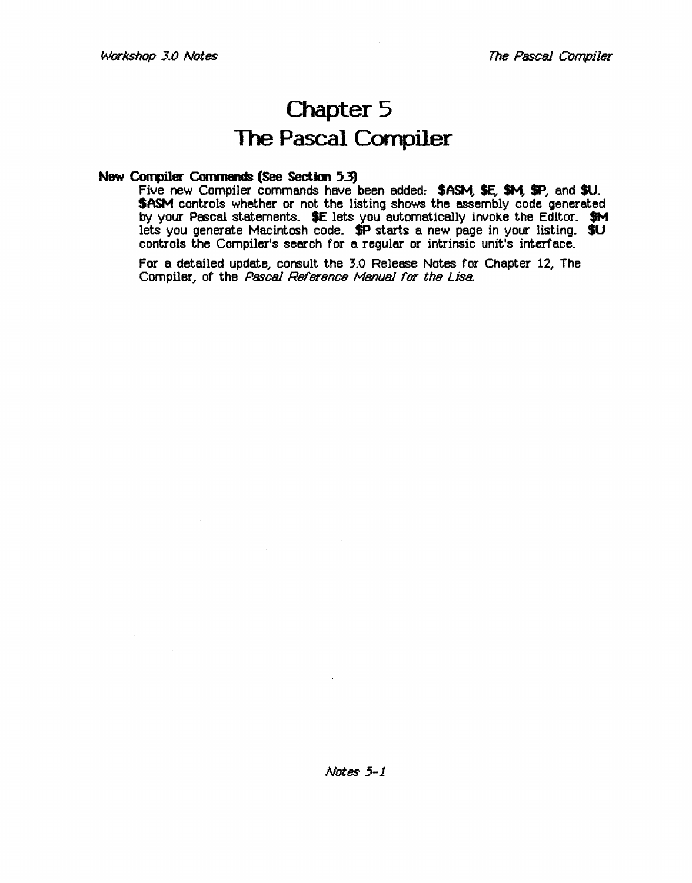# Chapter 5
# The Pascal Compiler

**New Compiler Commands (See Section 5.3)**

Five new Compiler commands have been added: **$ASM**, **$E**, **$M**, **$P**, and **$U**. **$ASM** controls whether or not the listing shows the assembly code generated by your Pascal statements. **$E** lets you automatically invoke the Editor. **$M** lets you generate Macintosh code. **$P** starts a new page in your listing. **$U** controls the Compiler's search for a regular or intrinsic unit's interface.

For a detailed update, consult the 3.0 Release Notes for Chapter 12, The Compiler, of the *Pascal Reference Manual for the Lisa*.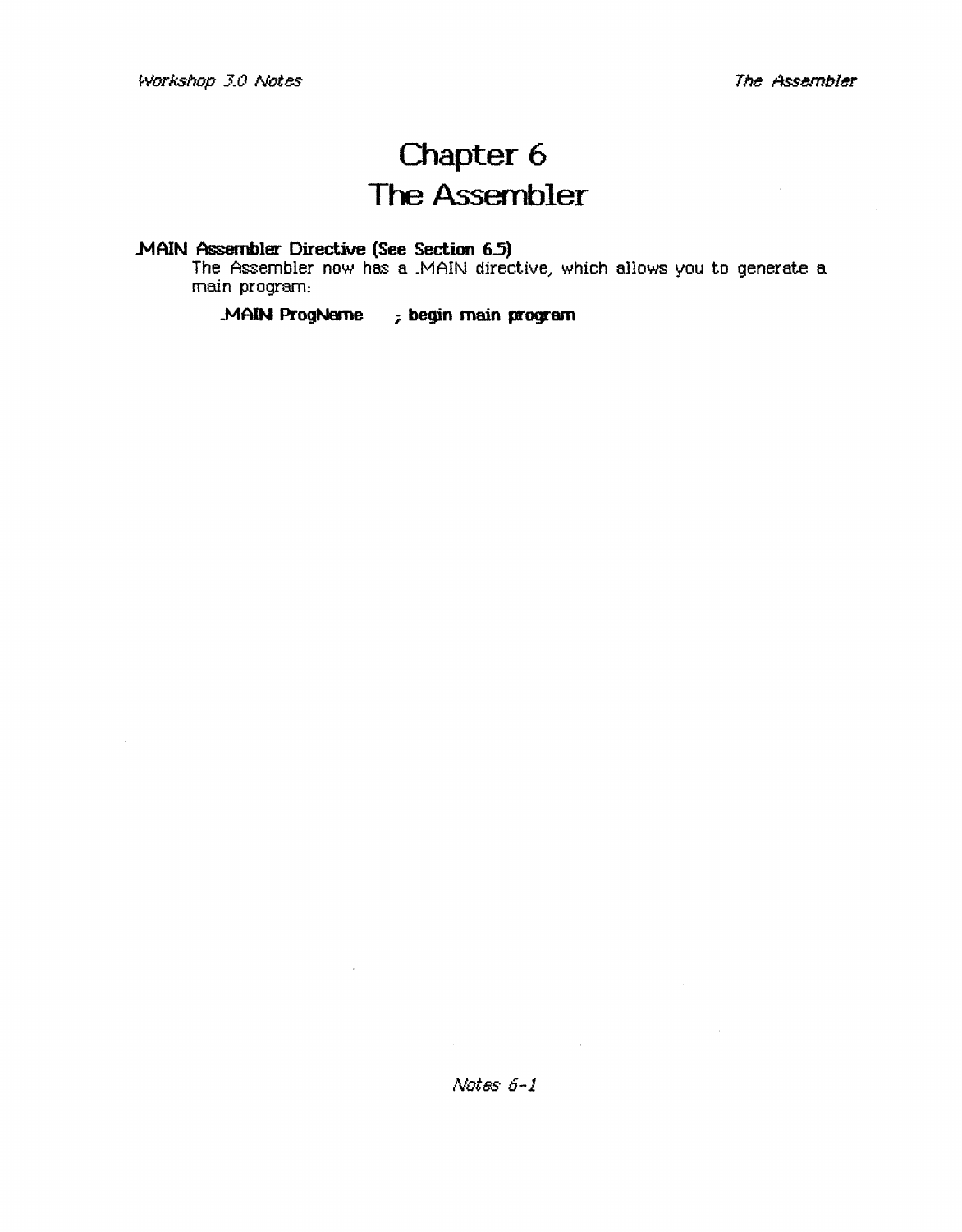# Chapter 6
# The Assembler

**.MAIN Assembler Directive (See Section 6.5)**

The Assembler now has a .MAIN directive, which allows you to generate a main program:

```
.MAIN ProgName     ; begin main program
```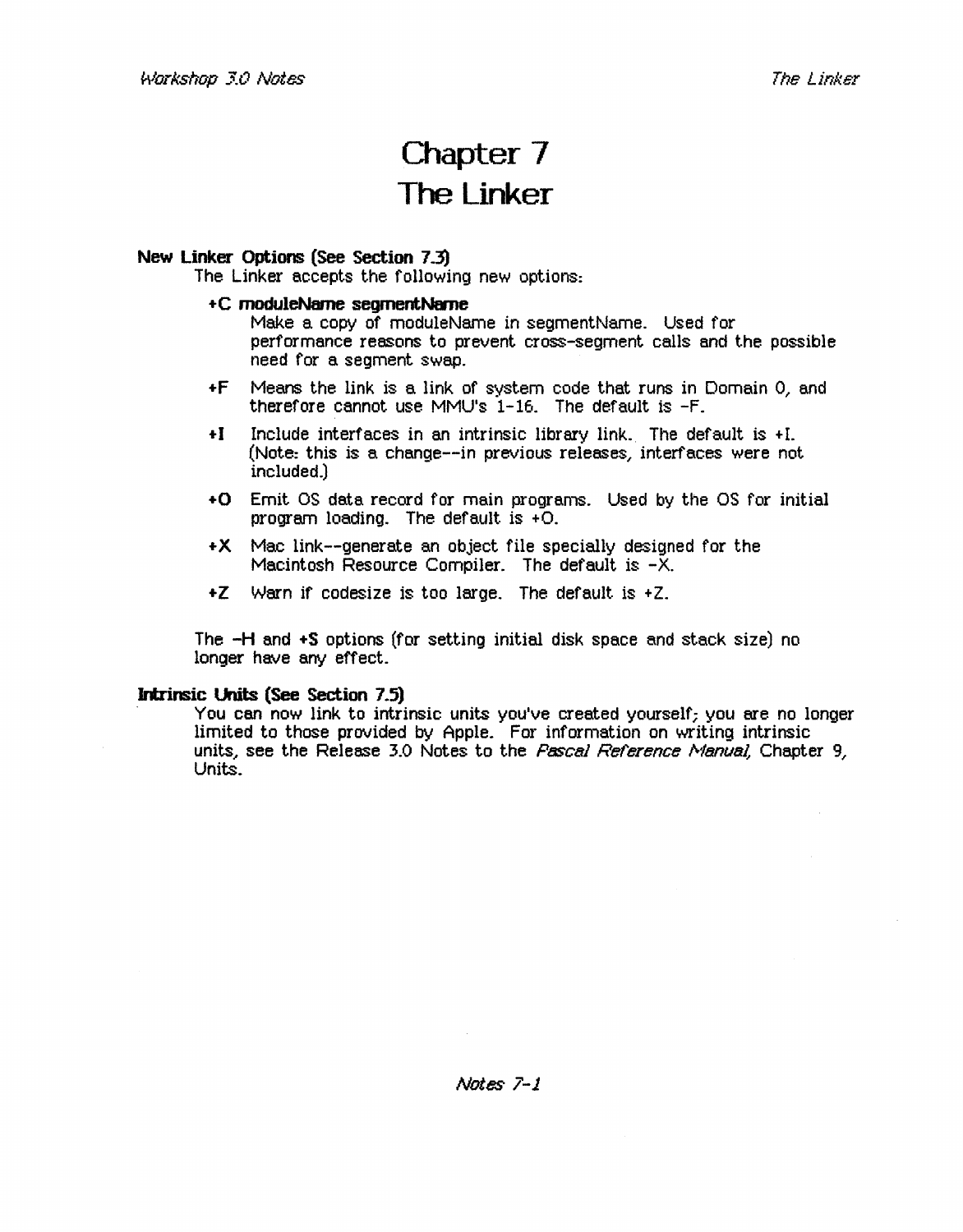# Chapter 7
# The Linker

**New Linker Options (See Section 7.3)**

The Linker accepts the following new options:

**+C moduleName segmentName**
Make a copy of moduleName in segmentName. Used for performance reasons to prevent cross-segment calls and the possible need for a segment swap.

**+F** Means the link is a link of system code that runs in Domain 0, and therefore cannot use MMU's 1-16. The default is -F.

**+I** Include interfaces in an intrinsic library link. The default is +I. (Note: this is a change--in previous releases, interfaces were not included.)

**+O** Emit OS data record for main programs. Used by the OS for initial program loading. The default is +O.

**+X** Mac link--generate an object file specially designed for the Macintosh Resource Compiler. The default is -X.

**+Z** Warn if codesize is too large. The default is +Z.

The **-H** and **+S** options (for setting initial disk space and stack size) no longer have any effect.

**Intrinsic Units (See Section 7.5)**

You can now link to intrinsic units you've created yourself; you are no longer limited to those provided by Apple. For information on writing intrinsic units, see the Release 3.0 Notes to the *Pascal Reference Manual*, Chapter 9, Units.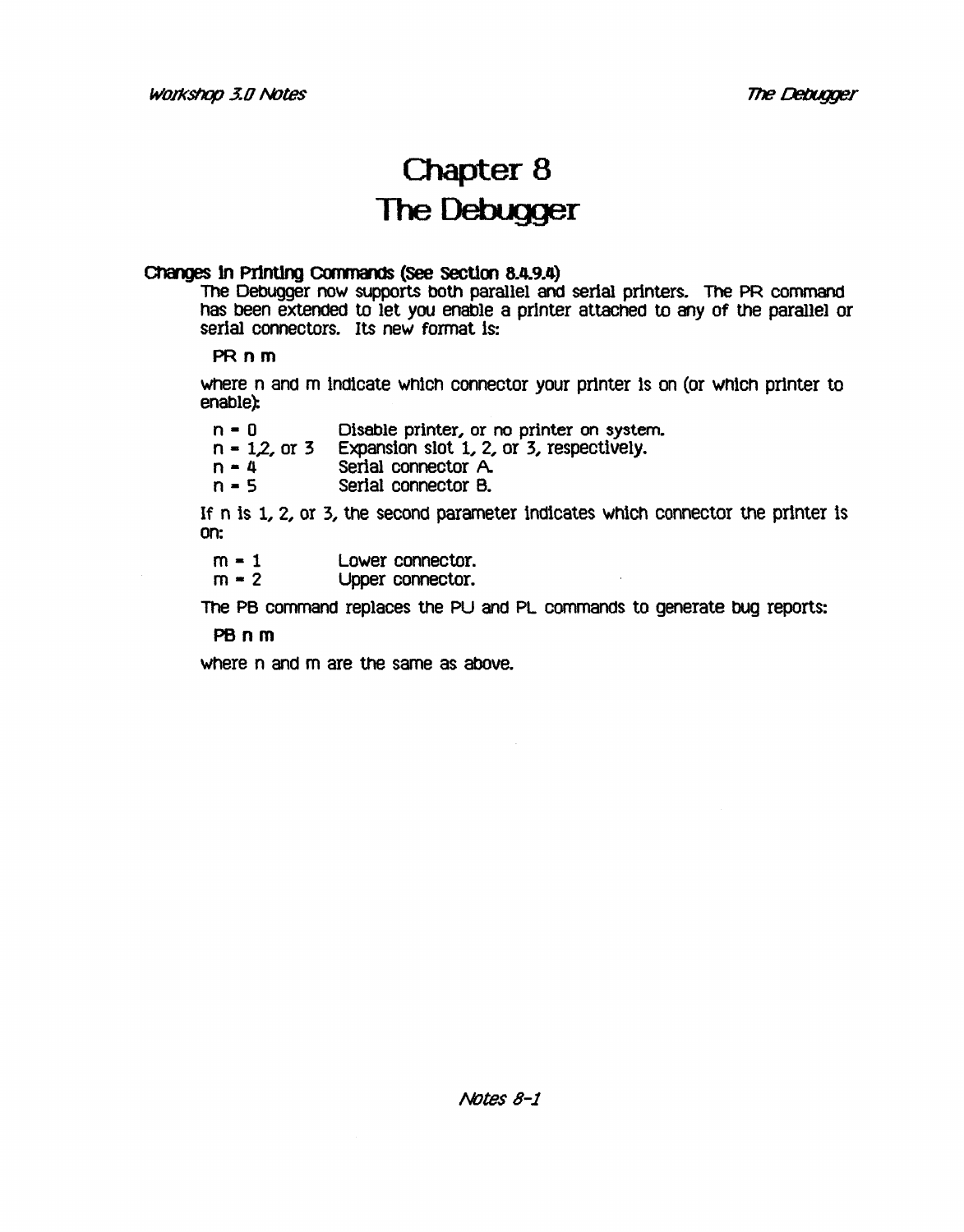# Chapter 8
# The Debugger

### Changes in Printing Commands (See Section 8.4.9.4)

The Debugger now supports both parallel and serial printers. The PR command has been extended to let you enable a printer attached to any of the parallel or serial connectors. Its new format is:

PR n m

where n and m indicate which connector your printer is on (or which printer to enable):

| | |
|---|---|
| n = 0 | Disable printer, or no printer on system. |
| n = 1,2, or 3 | Expansion slot 1, 2, or 3, respectively. |
| n = 4 | Serial connector A. |
| n = 5 | Serial connector B. |

If n is 1, 2, or 3, the second parameter indicates which connector the printer is on:

| | |
|---|---|
| m = 1 | Lower connector. |
| m = 2 | Upper connector. |

The PB command replaces the PU and PL commands to generate bug reports:

PB n m

where n and m are the same as above.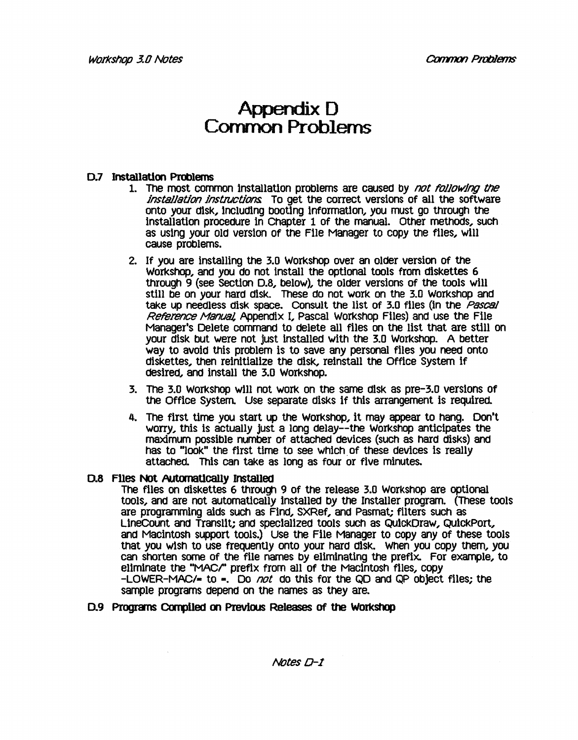# Appendix D
# Common Problems

### D.7 Installation Problems

1. The most common installation problems are caused by *not following the installation instructions*. To get the correct versions of all the software onto your disk, including booting information, you must go through the installation procedure in Chapter 1 of the manual. Other methods, such as using your old version of the File Manager to copy the files, will cause problems.

2. If you are installing the 3.0 Workshop over an older version of the Workshop, and you do not install the optional tools from diskettes 6 through 9 (see Section D.8, below), the older versions of the tools will still be on your hard disk. These do not work on the 3.0 Workshop and take up needless disk space. Consult the list of 3.0 files (in the *Pascal Reference Manual*, Appendix I, Pascal Workshop Files) and use the File Manager's Delete command to delete all files on the list that are still on your disk but were not just installed with the 3.0 Workshop. A better way to avoid this problem is to save any personal files you need onto diskettes, then reinitialize the disk, reinstall the Office System if desired, and install the 3.0 Workshop.

3. The 3.0 Workshop will not work on the same disk as pre-3.0 versions of the Office System. Use separate disks if this arrangement is required.

4. The first time you start up the Workshop, it may appear to hang. Don't worry, this is actually just a long delay--the Workshop anticipates the maximum possible number of attached devices (such as hard disks) and has to "look" the first time to see which of these devices is really attached. This can take as long as four or five minutes.

### D.8 Files Not Automatically Installed

The files on diskettes 6 through 9 of the release 3.0 Workshop are optional tools, and are not automatically installed by the Installer program. (These tools are programming aids such as Find, SXRef, and Pasmat; filters such as LineCount and Translit; and specialized tools such as QuickDraw, QuickPort, and Macintosh support tools.) Use the File Manager to copy any of these tools that you wish to use frequently onto your hard disk. When you copy them, you can shorten some of the file names by eliminating the prefix. For example, to eliminate the "MAC/" prefix from all of the Macintosh files, copy -LOWER-MAC/= to =. Do *not* do this for the QD and QP object files; the sample programs depend on the names as they are.

### D.9 Programs Compiled on Previous Releases of the Workshop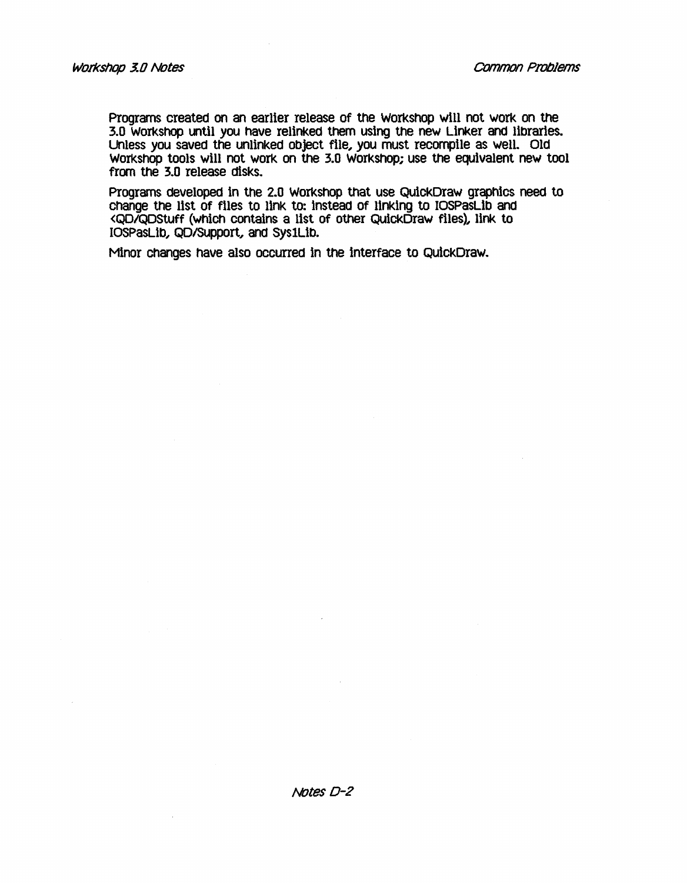Programs created on an earlier release of the Workshop will not work on the 3.0 Workshop until you have relinked them using the new Linker and libraries. Unless you saved the unlinked object file, you must recompile as well. Old Workshop tools will not work on the 3.0 Workshop; use the equivalent new tool from the 3.0 release disks.

Programs developed in the 2.0 Workshop that use QuickDraw graphics need to change the list of files to link to: instead of linking to IOSPasLib and <QD/QDStuff (which contains a list of other QuickDraw files), link to IOSPasLib, QD/Support, and Sys1Lib.

Minor changes have also occurred in the interface to QuickDraw.